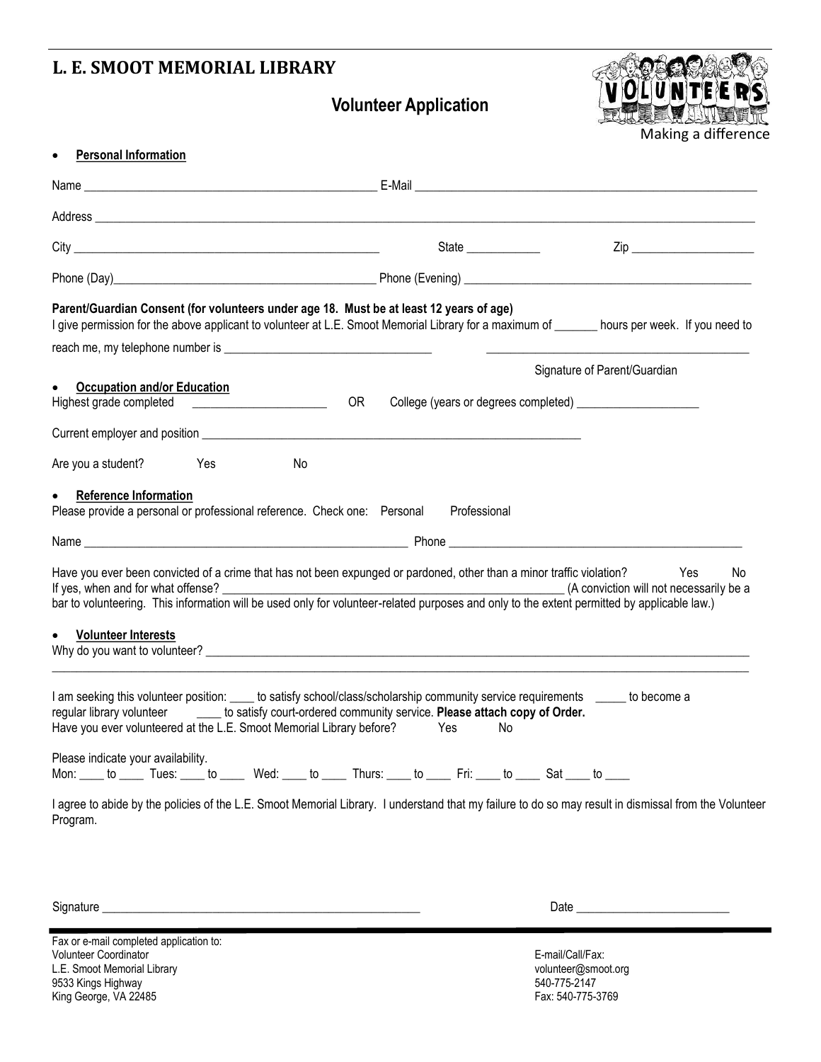# L. E. SMOOT MEMORIAL LIBRARY

## Volunteer Application

Making a difference

- **Personal Information**

Name ______________________________________________ E-Mail ______________________________________________________

Address ______________________________________________________________________________________________________

City ________________________________________________ State ___________ Zip ___________________

Phone (Day)_________________________________________ Phone (Evening) ____________________________________________

**Parent/Guardian Consent (for volunteers under age 18. Must be at least 12 years of age)**
I give permission for the above applicant to volunteer at L.E. Smoot Memorial Library for a maximum of _______ hours per week. If you need to reach me, my telephone number is _________________________________ _________________________________________

Signature of Parent/Guardian

- **Occupation and/or Education**

Highest grade completed _____________________ OR College (years or degrees completed) ___________________

Current employer and position ___________________________________________________________

Are you a student? Yes No

- **Reference Information**

Please provide a personal or professional reference. Check one: Personal Professional

Name ___________________________________________________ Phone _____________________________________________

Have you ever been convicted of a crime that has not been expunged or pardoned, other than a minor traffic violation? Yes No
If yes, when and for what offense? _______________________________________________________ (A conviction will not necessarily be a bar to volunteering. This information will be used only for volunteer-related purposes and only to the extent permitted by applicable law.)

- **Volunteer Interests**

Why do you want to volunteer? ______________________________________________________________________________________
_____________________________________________________________________________________________________________

I am seeking this volunteer position: ____ to satisfy school/class/scholarship community service requirements _____ to become a regular library volunteer ____ to satisfy court-ordered community service. **Please attach copy of Order.**
Have you ever volunteered at the L.E. Smoot Memorial Library before? Yes No

Please indicate your availability.
Mon: ____ to ____ Tues: ____ to ____ Wed: ____ to ____ Thurs: ____ to ____ Fri: ____ to ____ Sat ____ to ____

I agree to abide by the policies of the L.E. Smoot Memorial Library. I understand that my failure to do so may result in dismissal from the Volunteer Program.

Signature ___________________________________________________ Date ________________________

Fax or e-mail completed application to:
Volunteer Coordinator
L.E. Smoot Memorial Library
9533 Kings Highway
King George, VA 22485

E-mail/Call/Fax:
volunteer@smoot.org
540-775-2147
Fax: 540-775-3769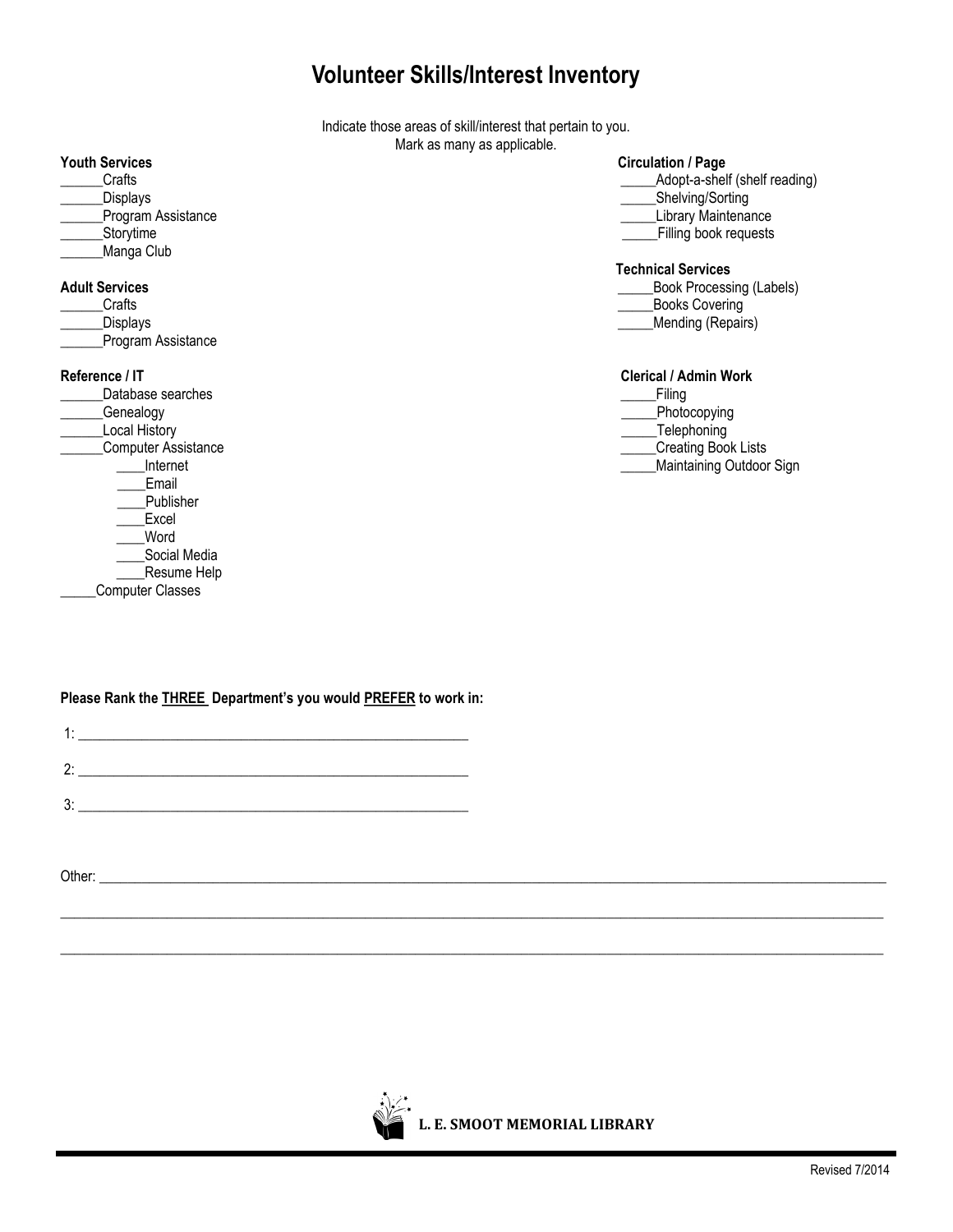# Volunteer Skills/Interest Inventory

Indicate those areas of skill/interest that pertain to you.
Mark as many as applicable.

**Youth Services**

______Crafts
______Displays
______Program Assistance
______Storytime
______Manga Club

**Adult Services**

______Crafts
______Displays
______Program Assistance

**Reference / IT**

______Database searches
______Genealogy
______Local History
______Computer Assistance
____Internet
____Email
____Publisher
____Excel
____Word
____Social Media
____Resume Help
_____Computer Classes

**Circulation / Page**

_____Adopt-a-shelf (shelf reading)
_____Shelving/Sorting
_____Library Maintenance
_____Filling book requests

**Technical Services**

_____Book Processing (Labels)
_____Books Covering
_____Mending (Repairs)

**Clerical / Admin Work**

_____Filing
_____Photocopying
_____Telephoning
_____Creating Book Lists
_____Maintaining Outdoor Sign

**Please Rank the <u>THREE</u> Department's you would <u>PREFER</u> to work in:**

1: ________________________________________________________

2: ________________________________________________________

3: ________________________________________________________

Other: ______________________________________________________________________________________________________________

______________________________________________________________________________________________________________________

______________________________________________________________________________________________________________________

L. E. SMOOT MEMORIAL LIBRARY

Revised 7/2014